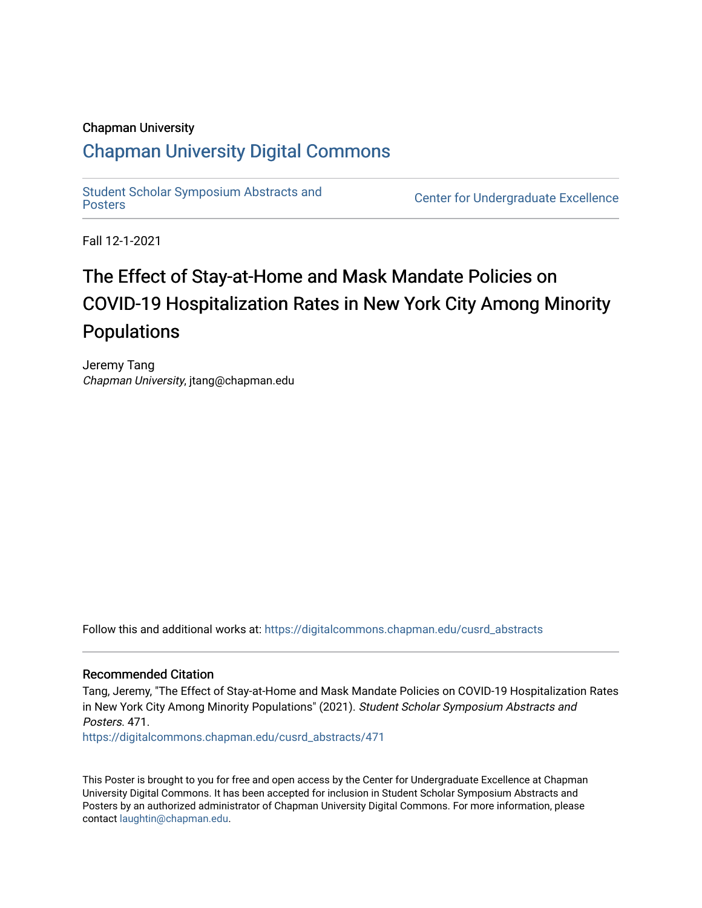Chapman University

## Chapman University Digital Commons

Student Scholar Symposium Abstracts and Posters

Center for Undergraduate Excellence

Fall 12-1-2021

# The Effect of Stay-at-Home and Mask Mandate Policies on COVID-19 Hospitalization Rates in New York City Among Minority Populations

Jeremy Tang
*Chapman University*, jtang@chapman.edu

Follow this and additional works at: https://digitalcommons.chapman.edu/cusrd_abstracts

### Recommended Citation

Tang, Jeremy, "The Effect of Stay-at-Home and Mask Mandate Policies on COVID-19 Hospitalization Rates in New York City Among Minority Populations" (2021). *Student Scholar Symposium Abstracts and Posters*. 471.
https://digitalcommons.chapman.edu/cusrd_abstracts/471

This Poster is brought to you for free and open access by the Center for Undergraduate Excellence at Chapman University Digital Commons. It has been accepted for inclusion in Student Scholar Symposium Abstracts and Posters by an authorized administrator of Chapman University Digital Commons. For more information, please contact laughtin@chapman.edu.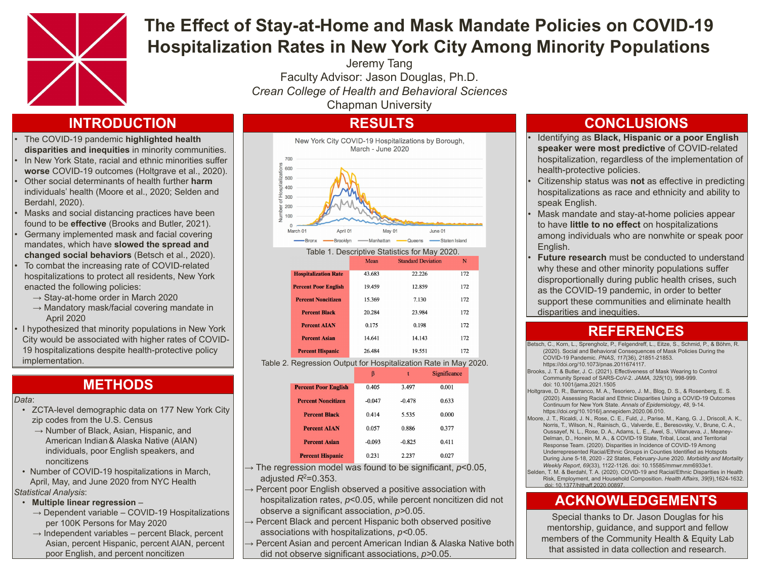# The Effect of Stay-at-Home and Mask Mandate Policies on COVID-19 Hospitalization Rates in New York City Among Minority Populations

Jeremy Tang

Faculty Advisor: Jason Douglas, Ph.D.

*Crean College of Health and Behavioral Sciences*

Chapman University

## INTRODUCTION

- The COVID-19 pandemic **highlighted health disparities and inequities** in minority communities.
- In New York State, racial and ethnic minorities suffer **worse** COVID-19 outcomes (Holtgrave et al., 2020).
- Other social determinants of health further **harm** individuals' health (Moore et al., 2020; Selden and Berdahl, 2020).
- Masks and social distancing practices have been found to be **effective** (Brooks and Butler, 2021).
- Germany implemented mask and facial covering mandates, which have **slowed the spread and changed social behaviors** (Betsch et al., 2020).
- To combat the increasing rate of COVID-related hospitalizations to protect all residents, New York enacted the following policies:
  - → Stay-at-home order in March 2020
  - → Mandatory mask/facial covering mandate in April 2020
- I hypothesized that minority populations in New York City would be associated with higher rates of COVID-19 hospitalizations despite health-protective policy implementation.

## METHODS

*Data*:

- ZCTA-level demographic data on 177 New York City zip codes from the U.S. Census
  - → Number of Black, Asian, Hispanic, and American Indian & Alaska Native (AIAN) individuals, poor English speakers, and noncitizens
- Number of COVID-19 hospitalizations in March, April, May, and June 2020 from NYC Health

*Statistical Analysis*:

- **Multiple linear regression** –
  - → Dependent variable – COVID-19 Hospitalizations per 100K Persons for May 2020
  - → Independent variables – percent Black, percent Asian, percent Hispanic, percent AIAN, percent poor English, and percent noncitizen

## RESULTS

New York City COVID-19 Hospitalizations by Borough, March - June 2020

Number of Hospitalizations

700
600
500
400
300
200
100
0

March 01
April 01
May 01
June 01

Bronx
Brooklyn
Manhattan
Queens
Staten Island

Table 1. Descriptive Statistics for May 2020.

| | Mean | Standard Deviation | N |
|---|---|---|---|
| **Hospitalization Rate** | 43.683 | 22.226 | 172 |
| **Percent Poor English** | 19.459 | 12.859 | 172 |
| **Percent Noncitizen** | 15.369 | 7.130 | 172 |
| **Percent Black** | 20.284 | 23.984 | 172 |
| **Percent AIAN** | 0.175 | 0.198 | 172 |
| **Percent Asian** | 14.641 | 14.143 | 172 |
| **Percent Hispanic** | 26.484 | 19.551 | 172 |

Table 2. Regression Output for Hospitalization Rate in May 2020.

| | β | t | Significance |
|---|---|---|---|
| **Percent Poor English** | 0.405 | 3.497 | 0.001 |
| **Percent Noncitizen** | -0.047 | -0.478 | 0.633 |
| **Percent Black** | 0.414 | 5.535 | 0.000 |
| **Percent AIAN** | 0.057 | 0.886 | 0.377 |
| **Percent Asian** | -0.093 | -0.825 | 0.411 |
| **Percent Hispanic** | 0.231 | 2.237 | 0.027 |

→ The regression model was found to be significant, $p<0.05$, adjusted $R^2=0.353$.

→ Percent poor English observed a positive association with hospitalization rates, $p<0.05$, while percent noncitizen did not observe a significant association, $p>0.05$.

→ Percent Black and percent Hispanic both observed positive associations with hospitalizations, $p<0.05$.

→ Percent Asian and percent American Indian & Alaska Native both did not observe significant associations, $p>0.05$.

## CONCLUSIONS

- Identifying as **Black, Hispanic or a poor English speaker were most predictive** of COVID-related hospitalization, regardless of the implementation of health-protective policies.
- Citizenship status was **not** as effective in predicting hospitalizations as race and ethnicity and ability to speak English.
- Mask mandate and stay-at-home policies appear to have **little to no effect** on hospitalizations among individuals who are nonwhite or speak poor English.
- **Future research** must be conducted to understand why these and other minority populations suffer disproportionally during public health crises, such as the COVID-19 pandemic, in order to better support these communities and eliminate health disparities and inequities.

## REFERENCES

Betsch, C., Korn, L., Sprengholz, P., Felgendreff, L., Eitze, S., Schmid, P., & Böhm, R. (2020). Social and Behavioral Consequences of Mask Policies During the COVID-19 Pandemic. *PNAS*, *117*(36), 21851-21853. https://doi.org/10.1073/pnas.2011674117.

Brooks, J. T. & Butler, J. C. (2021). Effectiveness of Mask Wearing to Control Community Spread of SARS-CoV-2. *JAMA*, *325*(10), 998-999. doi: 10.1001/jama.2021.1505

Holtgrave, D. R., Barranco, M. A., Tesoriero, J. M., Blog, D. S., & Rosenberg, E. S. (2020). Assessing Racial and Ethnic Disparities Using a COVID-19 Outcomes Continuum for New York State. *Annals of Epidemiology*, *48*, 9-14. https://doi.org/10.1016/j.annepidem.2020.06.010.

Moore, J. T., Ricaldi, J. N., Rose, C. E., Fuld, J., Parise, M., Kang, G. J., Driscoll, A. K., Norris, T., Wilson, N., Rainisch, G., Valverde, E., Beresovsky, V., Brune, C. A., Oussayef, N. L., Rose, D. A., Adams, L. E., Awel, S., Villanueva, J., Meaney-Delman, D., Honein, M. A., & COVID-19 State, Tribal, Local, and Territorial Response Team. (2020). Disparities in Incidence of COVID-19 Among Underrepresented Racial/Ethnic Groups in Counties Identified as Hotspots During June 5-18, 2020 - 22 States, February-June 2020. *Morbidity and Mortality Weekly Report*, *69*(33), 1122-1126. doi: 10.15585/mmwr.mm6933e1.

Selden, T. M. & Berdahl, T. A. (2020). COVID-19 and Racial/Ethnic Disparities in Health Risk, Employment, and Household Composition. *Health Affairs*, *39*(9),1624-1632. doi: 10.1377/hlthaff.2020.00897.

## ACKNOWLEDGEMENTS

Special thanks to Dr. Jason Douglas for his mentorship, guidance, and support and fellow members of the Community Health & Equity Lab that assisted in data collection and research.